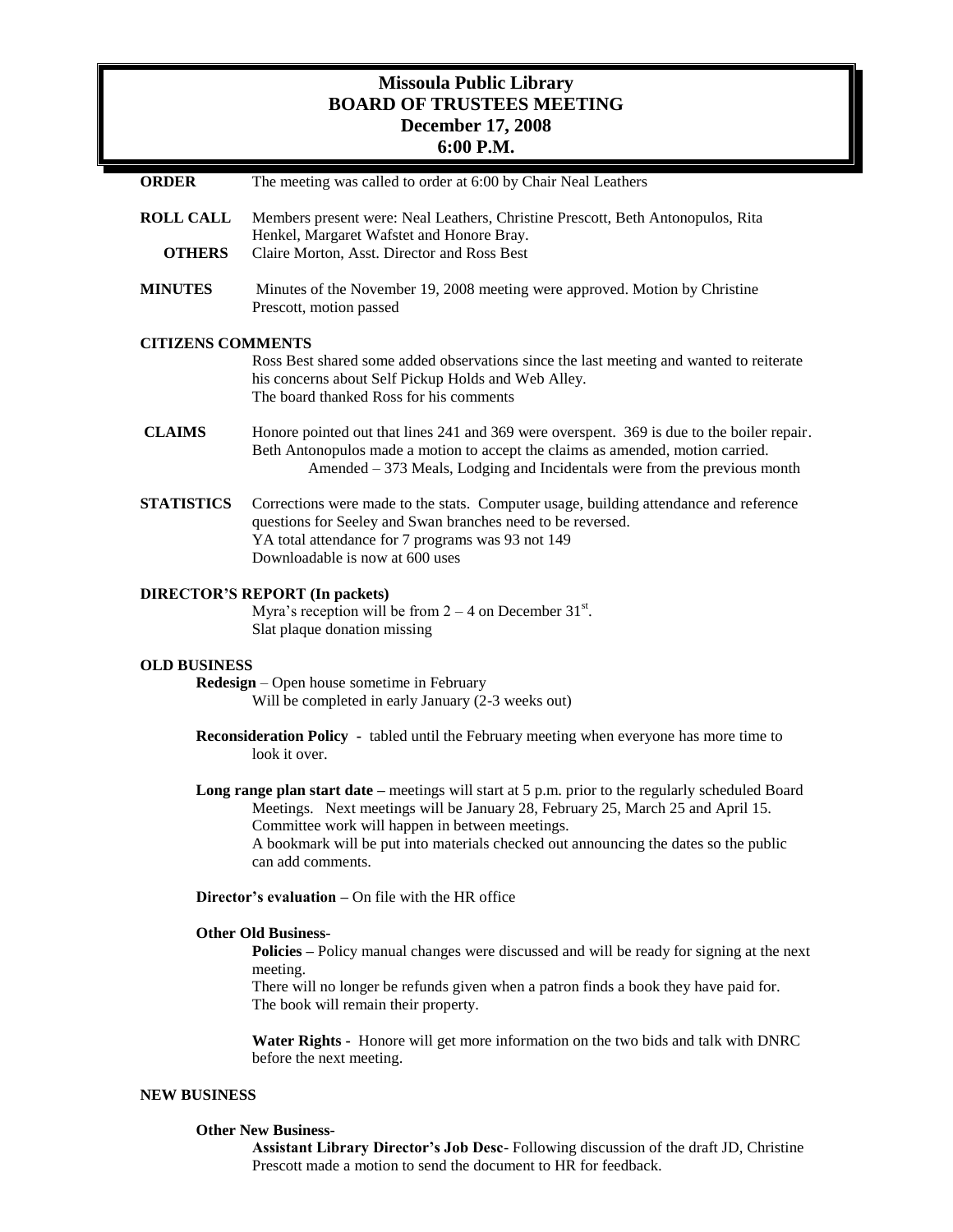# Missoula Public Library
## BOARD OF TRUSTEES MEETING
### December 17, 2008
### 6:00 P.M.

**ORDER** The meeting was called to order at 6:00 by Chair Neal Leathers

**ROLL CALL** Members present were: Neal Leathers, Christine Prescott, Beth Antonopulos, Rita Henkel, Margaret Wafstet and Honore Bray.

**OTHERS** Claire Morton, Asst. Director and Ross Best

**MINUTES** Minutes of the November 19, 2008 meeting were approved. Motion by Christine Prescott, motion passed

**CITIZENS COMMENTS**

Ross Best shared some added observations since the last meeting and wanted to reiterate his concerns about Self Pickup Holds and Web Alley.
The board thanked Ross for his comments

**CLAIMS** Honore pointed out that lines 241 and 369 were overspent. 369 is due to the boiler repair. Beth Antonopulos made a motion to accept the claims as amended, motion carried.
Amended – 373 Meals, Lodging and Incidentals were from the previous month

**STATISTICS** Corrections were made to the stats. Computer usage, building attendance and reference questions for Seeley and Swan branches need to be reversed.
YA total attendance for 7 programs was 93 not 149
Downloadable is now at 600 uses

**DIRECTOR'S REPORT (In packets)**

Myra's reception will be from 2 – 4 on December 31st.
Slat plaque donation missing

**OLD BUSINESS**

**Redesign** – Open house sometime in February
Will be completed in early January (2-3 weeks out)

**Reconsideration Policy** - tabled until the February meeting when everyone has more time to look it over.

**Long range plan start date –** meetings will start at 5 p.m. prior to the regularly scheduled Board Meetings. Next meetings will be January 28, February 25, March 25 and April 15.
Committee work will happen in between meetings.
A bookmark will be put into materials checked out announcing the dates so the public can add comments.

**Director's evaluation –** On file with the HR office

**Other Old Business**-

**Policies –** Policy manual changes were discussed and will be ready for signing at the next meeting.
There will no longer be refunds given when a patron finds a book they have paid for.
The book will remain their property.

**Water Rights** - Honore will get more information on the two bids and talk with DNRC before the next meeting.

**NEW BUSINESS**

**Other New Business**-

**Assistant Library Director's Job Desc**- Following discussion of the draft JD, Christine Prescott made a motion to send the document to HR for feedback.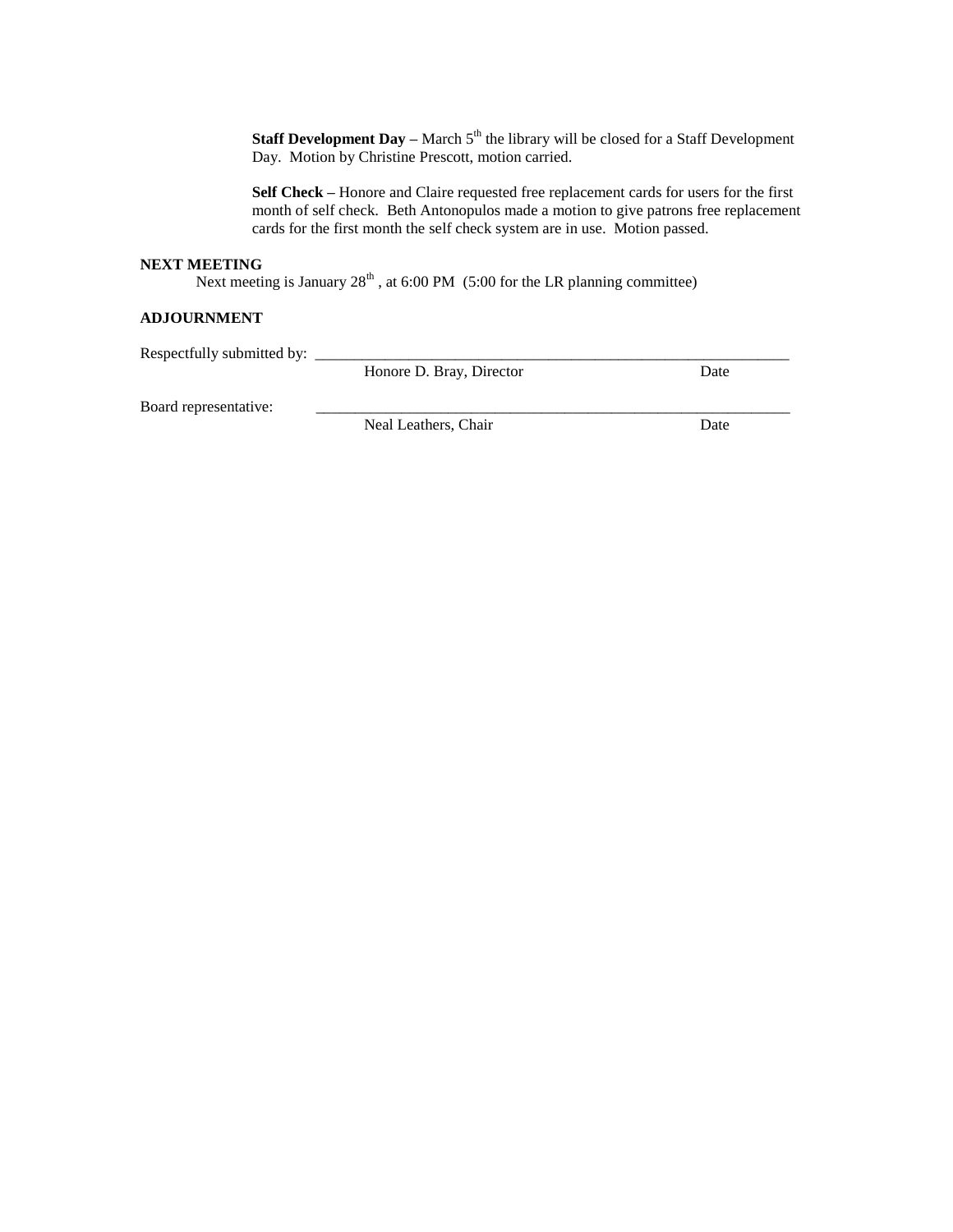**Staff Development Day –** March 5th the library will be closed for a Staff Development Day. Motion by Christine Prescott, motion carried.

**Self Check –** Honore and Claire requested free replacement cards for users for the first month of self check. Beth Antonopulos made a motion to give patrons free replacement cards for the first month the self check system are in use. Motion passed.

**NEXT MEETING**

Next meeting is January 28th , at 6:00 PM (5:00 for the LR planning committee)

**ADJOURNMENT**

Respectfully submitted by: ______________________________________________

Honore D. Bray, Director Date

Board representative: ______________________________________________

Neal Leathers, Chair Date